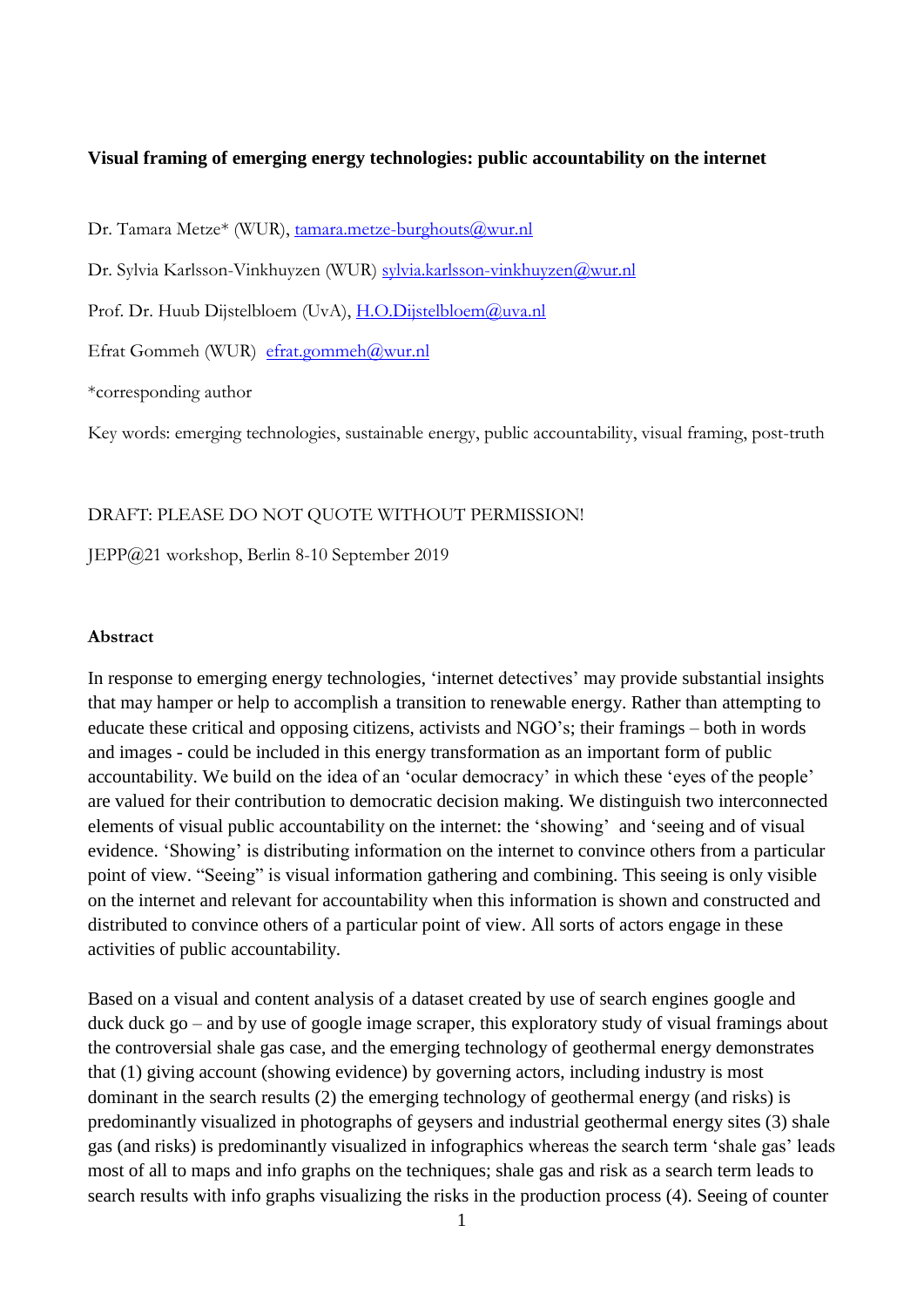**Visual framing of emerging energy technologies: public accountability on the internet**

Dr. Tamara Metze* (WUR), tamara.metze-burghouts@wur.nl

Dr. Sylvia Karlsson-Vinkhuyzen (WUR) sylvia.karlsson-vinkhuyzen@wur.nl

Prof. Dr. Huub Dijstelbloem (UvA), H.O.Dijstelbloem@uva.nl

Efrat Gommeh (WUR) efrat.gommeh@wur.nl

*corresponding author

Key words: emerging technologies, sustainable energy, public accountability, visual framing, post-truth

DRAFT: PLEASE DO NOT QUOTE WITHOUT PERMISSION!

JEPP@21 workshop, Berlin 8-10 September 2019

**Abstract**

In response to emerging energy technologies, 'internet detectives' may provide substantial insights that may hamper or help to accomplish a transition to renewable energy. Rather than attempting to educate these critical and opposing citizens, activists and NGO's; their framings – both in words and images - could be included in this energy transformation as an important form of public accountability. We build on the idea of an 'ocular democracy' in which these 'eyes of the people' are valued for their contribution to democratic decision making. We distinguish two interconnected elements of visual public accountability on the internet: the 'showing' and 'seeing and of visual evidence. 'Showing' is distributing information on the internet to convince others from a particular point of view. "Seeing" is visual information gathering and combining. This seeing is only visible on the internet and relevant for accountability when this information is shown and constructed and distributed to convince others of a particular point of view. All sorts of actors engage in these activities of public accountability.

Based on a visual and content analysis of a dataset created by use of search engines google and duck duck go – and by use of google image scraper, this exploratory study of visual framings about the controversial shale gas case, and the emerging technology of geothermal energy demonstrates that (1) giving account (showing evidence) by governing actors, including industry is most dominant in the search results (2) the emerging technology of geothermal energy (and risks) is predominantly visualized in photographs of geysers and industrial geothermal energy sites (3) shale gas (and risks) is predominantly visualized in infographics whereas the search term 'shale gas' leads most of all to maps and info graphs on the techniques; shale gas and risk as a search term leads to search results with info graphs visualizing the risks in the production process (4). Seeing of counter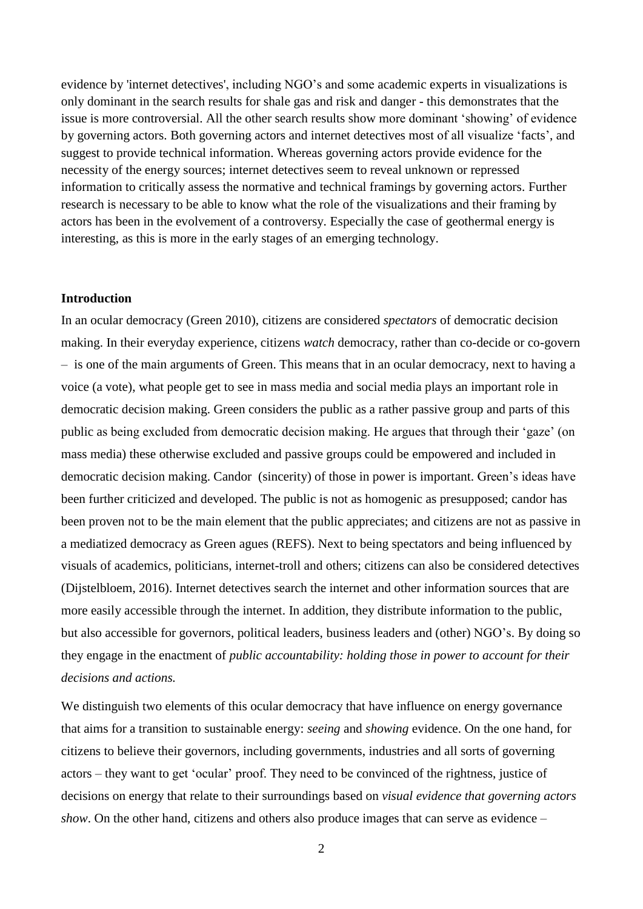evidence by 'internet detectives', including NGO's and some academic experts in visualizations is only dominant in the search results for shale gas and risk and danger - this demonstrates that the issue is more controversial. All the other search results show more dominant 'showing' of evidence by governing actors. Both governing actors and internet detectives most of all visualize 'facts', and suggest to provide technical information. Whereas governing actors provide evidence for the necessity of the energy sources; internet detectives seem to reveal unknown or repressed information to critically assess the normative and technical framings by governing actors. Further research is necessary to be able to know what the role of the visualizations and their framing by actors has been in the evolvement of a controversy. Especially the case of geothermal energy is interesting, as this is more in the early stages of an emerging technology.

**Introduction**

In an ocular democracy (Green 2010), citizens are considered *spectators* of democratic decision making. In their everyday experience, citizens *watch* democracy, rather than co-decide or co-govern – is one of the main arguments of Green. This means that in an ocular democracy, next to having a voice (a vote), what people get to see in mass media and social media plays an important role in democratic decision making. Green considers the public as a rather passive group and parts of this public as being excluded from democratic decision making. He argues that through their 'gaze' (on mass media) these otherwise excluded and passive groups could be empowered and included in democratic decision making. Candor (sincerity) of those in power is important. Green's ideas have been further criticized and developed. The public is not as homogenic as presupposed; candor has been proven not to be the main element that the public appreciates; and citizens are not as passive in a mediatized democracy as Green agues (REFS). Next to being spectators and being influenced by visuals of academics, politicians, internet-troll and others; citizens can also be considered detectives (Dijstelbloem, 2016). Internet detectives search the internet and other information sources that are more easily accessible through the internet. In addition, they distribute information to the public, but also accessible for governors, political leaders, business leaders and (other) NGO's. By doing so they engage in the enactment of *public accountability: holding those in power to account for their decisions and actions.*

We distinguish two elements of this ocular democracy that have influence on energy governance that aims for a transition to sustainable energy: *seeing* and *showing* evidence. On the one hand, for citizens to believe their governors, including governments, industries and all sorts of governing actors – they want to get 'ocular' proof. They need to be convinced of the rightness, justice of decisions on energy that relate to their surroundings based on *visual evidence that governing actors show*. On the other hand, citizens and others also produce images that can serve as evidence –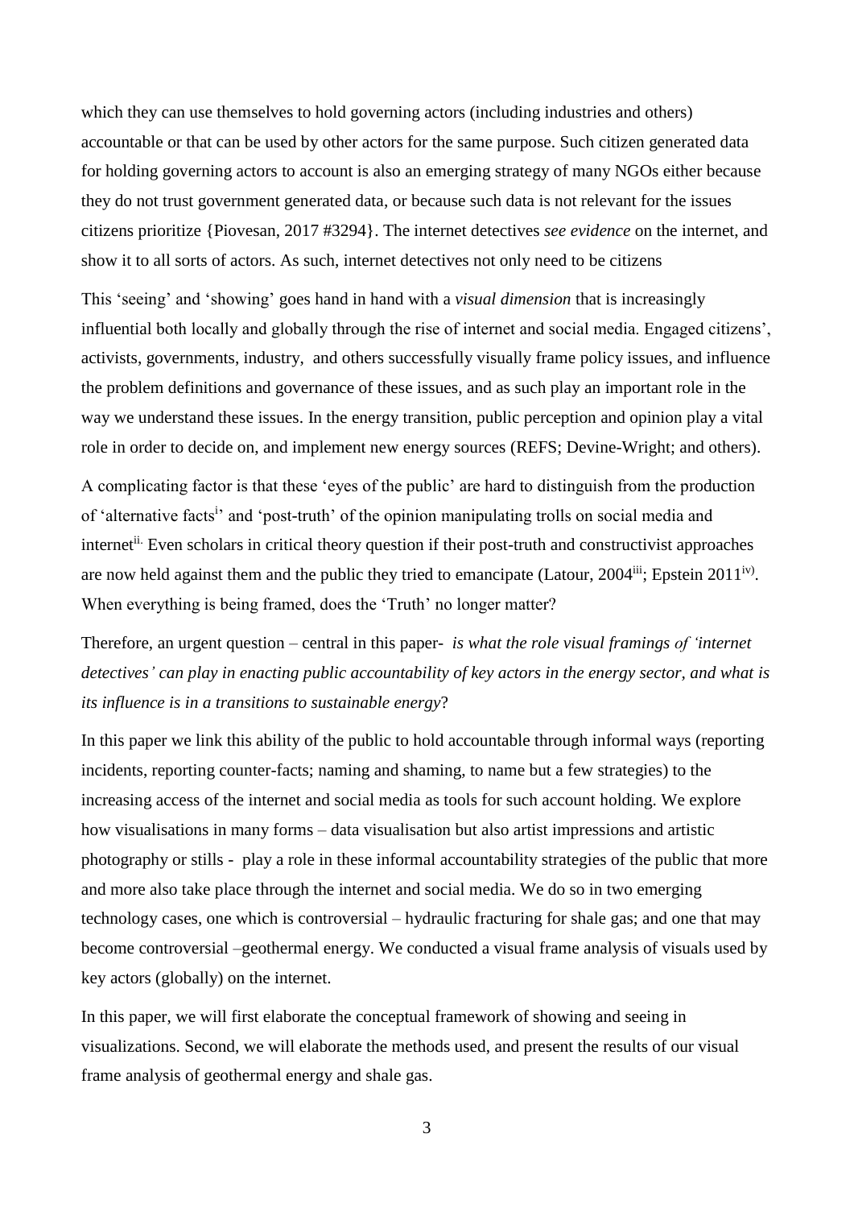which they can use themselves to hold governing actors (including industries and others) accountable or that can be used by other actors for the same purpose. Such citizen generated data for holding governing actors to account is also an emerging strategy of many NGOs either because they do not trust government generated data, or because such data is not relevant for the issues citizens prioritize {Piovesan, 2017 #3294}. The internet detectives *see evidence* on the internet, and show it to all sorts of actors. As such, internet detectives not only need to be citizens

This 'seeing' and 'showing' goes hand in hand with a *visual dimension* that is increasingly influential both locally and globally through the rise of internet and social media. Engaged citizens', activists, governments, industry, and others successfully visually frame policy issues, and influence the problem definitions and governance of these issues, and as such play an important role in the way we understand these issues. In the energy transition, public perception and opinion play a vital role in order to decide on, and implement new energy sources (REFS; Devine-Wright; and others).

A complicating factor is that these 'eyes of the public' are hard to distinguish from the production of 'alternative facts[i]' and 'post-truth' of the opinion manipulating trolls on social media and internet[ii]. Even scholars in critical theory question if their post-truth and constructivist approaches are now held against them and the public they tried to emancipate (Latour, 2004[iii]; Epstein 2011[iv]). When everything is being framed, does the 'Truth' no longer matter?

Therefore, an urgent question – central in this paper- *is what the role visual framings of 'internet detectives' can play in enacting public accountability of key actors in the energy sector, and what is its influence is in a transitions to sustainable energy*?

In this paper we link this ability of the public to hold accountable through informal ways (reporting incidents, reporting counter-facts; naming and shaming, to name but a few strategies) to the increasing access of the internet and social media as tools for such account holding. We explore how visualisations in many forms – data visualisation but also artist impressions and artistic photography or stills - play a role in these informal accountability strategies of the public that more and more also take place through the internet and social media. We do so in two emerging technology cases, one which is controversial – hydraulic fracturing for shale gas; and one that may become controversial –geothermal energy. We conducted a visual frame analysis of visuals used by key actors (globally) on the internet.

In this paper, we will first elaborate the conceptual framework of showing and seeing in visualizations. Second, we will elaborate the methods used, and present the results of our visual frame analysis of geothermal energy and shale gas.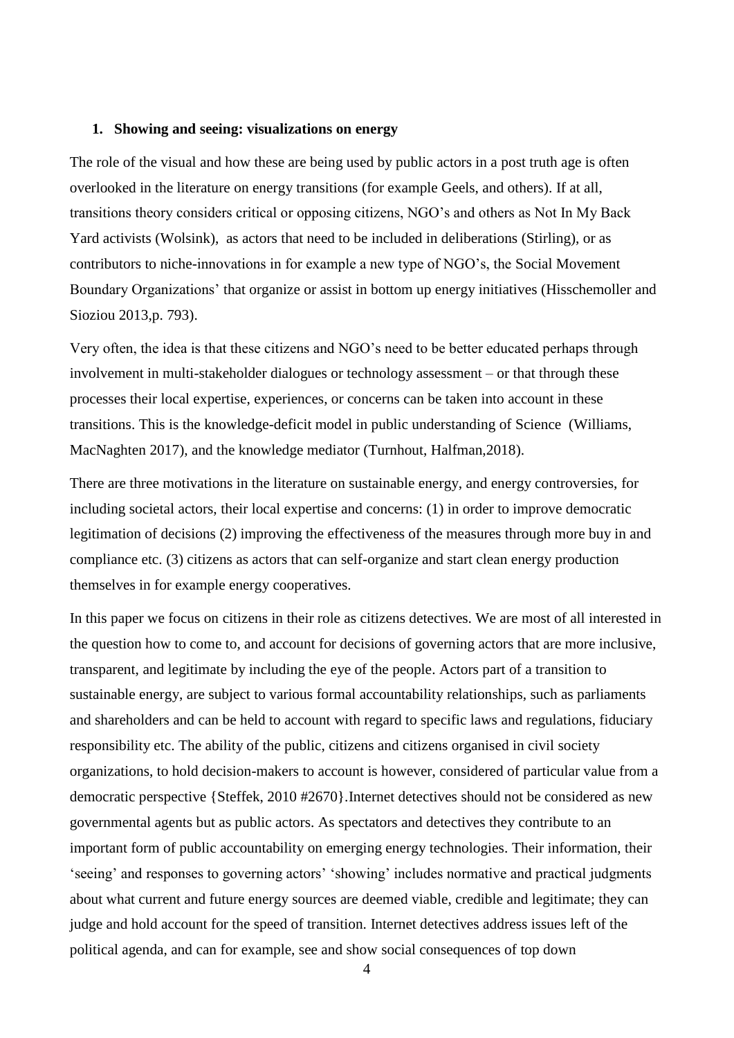## 1. Showing and seeing: visualizations on energy

The role of the visual and how these are being used by public actors in a post truth age is often overlooked in the literature on energy transitions (for example Geels, and others). If at all, transitions theory considers critical or opposing citizens, NGO's and others as Not In My Back Yard activists (Wolsink), as actors that need to be included in deliberations (Stirling), or as contributors to niche-innovations in for example a new type of NGO's, the Social Movement Boundary Organizations' that organize or assist in bottom up energy initiatives (Hisschemoller and Sioziou 2013,p. 793).

Very often, the idea is that these citizens and NGO's need to be better educated perhaps through involvement in multi-stakeholder dialogues or technology assessment – or that through these processes their local expertise, experiences, or concerns can be taken into account in these transitions. This is the knowledge-deficit model in public understanding of Science (Williams, MacNaghten 2017), and the knowledge mediator (Turnhout, Halfman,2018).

There are three motivations in the literature on sustainable energy, and energy controversies, for including societal actors, their local expertise and concerns: (1) in order to improve democratic legitimation of decisions (2) improving the effectiveness of the measures through more buy in and compliance etc. (3) citizens as actors that can self-organize and start clean energy production themselves in for example energy cooperatives.

In this paper we focus on citizens in their role as citizens detectives. We are most of all interested in the question how to come to, and account for decisions of governing actors that are more inclusive, transparent, and legitimate by including the eye of the people. Actors part of a transition to sustainable energy, are subject to various formal accountability relationships, such as parliaments and shareholders and can be held to account with regard to specific laws and regulations, fiduciary responsibility etc. The ability of the public, citizens and citizens organised in civil society organizations, to hold decision-makers to account is however, considered of particular value from a democratic perspective {Steffek, 2010 #2670}.Internet detectives should not be considered as new governmental agents but as public actors. As spectators and detectives they contribute to an important form of public accountability on emerging energy technologies. Their information, their 'seeing' and responses to governing actors' 'showing' includes normative and practical judgments about what current and future energy sources are deemed viable, credible and legitimate; they can judge and hold account for the speed of transition. Internet detectives address issues left of the political agenda, and can for example, see and show social consequences of top down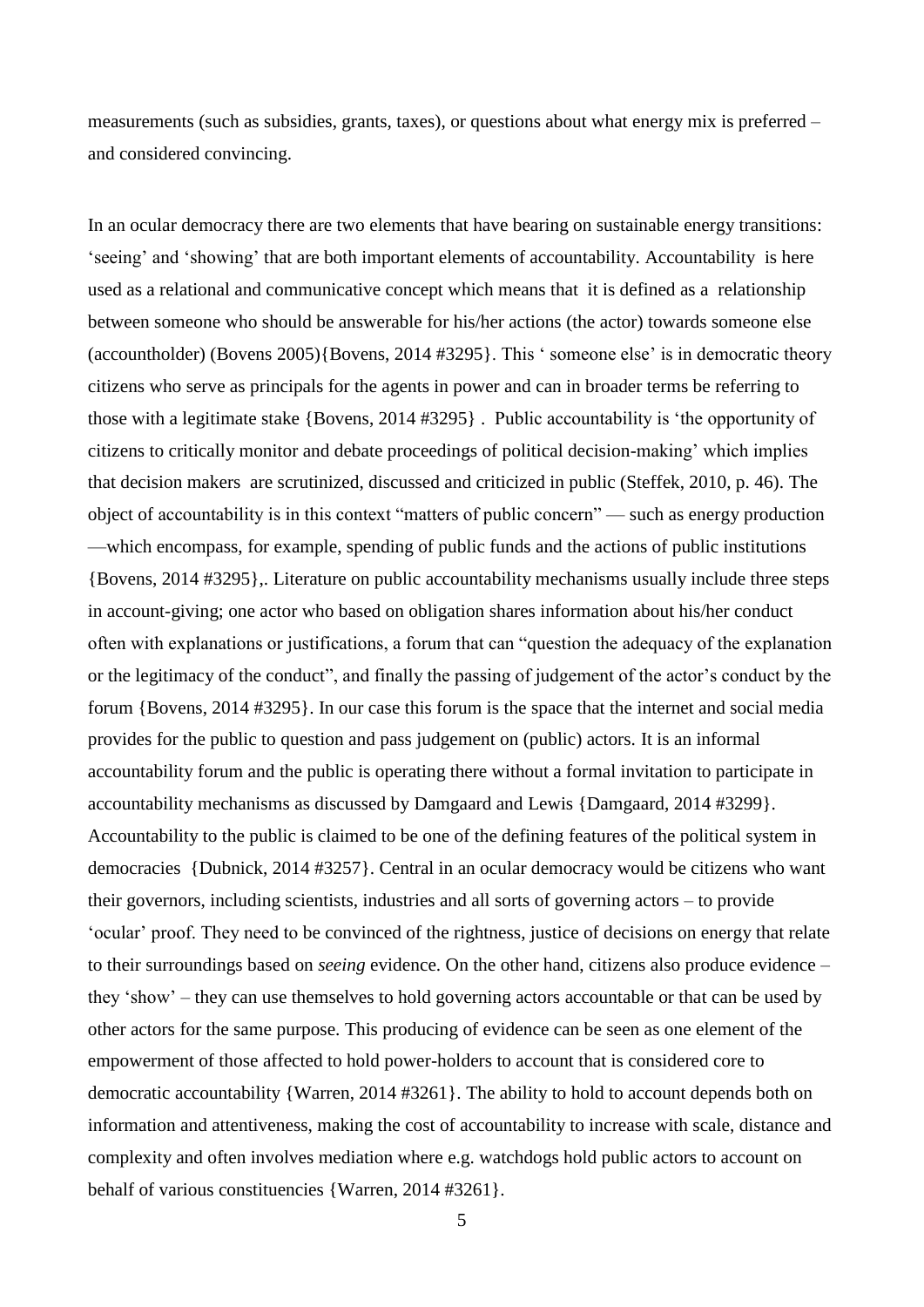measurements (such as subsidies, grants, taxes), or questions about what energy mix is preferred – and considered convincing.

In an ocular democracy there are two elements that have bearing on sustainable energy transitions: 'seeing' and 'showing' that are both important elements of accountability. Accountability is here used as a relational and communicative concept which means that it is defined as a relationship between someone who should be answerable for his/her actions (the actor) towards someone else (accountholder) (Bovens 2005){Bovens, 2014 #3295}. This ' someone else' is in democratic theory citizens who serve as principals for the agents in power and can in broader terms be referring to those with a legitimate stake {Bovens, 2014 #3295} . Public accountability is 'the opportunity of citizens to critically monitor and debate proceedings of political decision-making' which implies that decision makers are scrutinized, discussed and criticized in public (Steffek, 2010, p. 46). The object of accountability is in this context "matters of public concern" — such as energy production —which encompass, for example, spending of public funds and the actions of public institutions {Bovens, 2014 #3295},. Literature on public accountability mechanisms usually include three steps in account-giving; one actor who based on obligation shares information about his/her conduct often with explanations or justifications, a forum that can "question the adequacy of the explanation or the legitimacy of the conduct", and finally the passing of judgement of the actor's conduct by the forum {Bovens, 2014 #3295}. In our case this forum is the space that the internet and social media provides for the public to question and pass judgement on (public) actors. It is an informal accountability forum and the public is operating there without a formal invitation to participate in accountability mechanisms as discussed by Damgaard and Lewis {Damgaard, 2014 #3299}. Accountability to the public is claimed to be one of the defining features of the political system in democracies {Dubnick, 2014 #3257}. Central in an ocular democracy would be citizens who want their governors, including scientists, industries and all sorts of governing actors – to provide 'ocular' proof. They need to be convinced of the rightness, justice of decisions on energy that relate to their surroundings based on *seeing* evidence. On the other hand, citizens also produce evidence – they 'show' – they can use themselves to hold governing actors accountable or that can be used by other actors for the same purpose. This producing of evidence can be seen as one element of the empowerment of those affected to hold power-holders to account that is considered core to democratic accountability {Warren, 2014 #3261}. The ability to hold to account depends both on information and attentiveness, making the cost of accountability to increase with scale, distance and complexity and often involves mediation where e.g. watchdogs hold public actors to account on behalf of various constituencies {Warren, 2014 #3261}.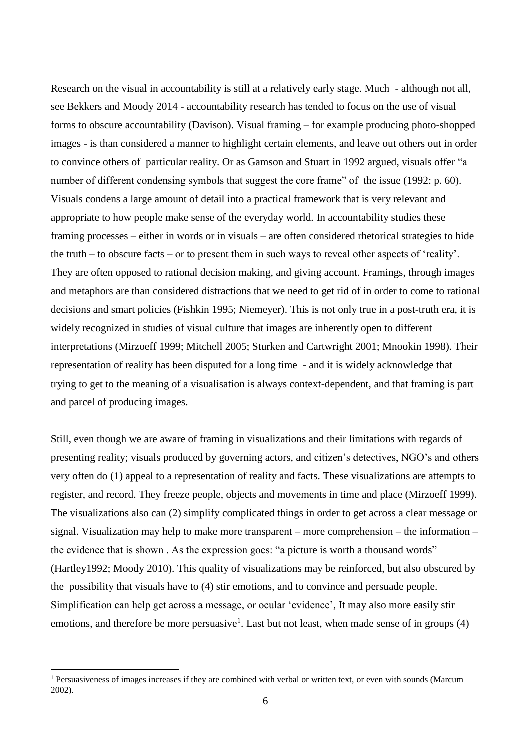Research on the visual in accountability is still at a relatively early stage. Much - although not all, see Bekkers and Moody 2014 - accountability research has tended to focus on the use of visual forms to obscure accountability (Davison). Visual framing – for example producing photo-shopped images - is than considered a manner to highlight certain elements, and leave out others out in order to convince others of particular reality. Or as Gamson and Stuart in 1992 argued, visuals offer "a number of different condensing symbols that suggest the core frame" of the issue (1992: p. 60). Visuals condens a large amount of detail into a practical framework that is very relevant and appropriate to how people make sense of the everyday world. In accountability studies these framing processes – either in words or in visuals – are often considered rhetorical strategies to hide the truth – to obscure facts – or to present them in such ways to reveal other aspects of 'reality'. They are often opposed to rational decision making, and giving account. Framings, through images and metaphors are than considered distractions that we need to get rid of in order to come to rational decisions and smart policies (Fishkin 1995; Niemeyer). This is not only true in a post-truth era, it is widely recognized in studies of visual culture that images are inherently open to different interpretations (Mirzoeff 1999; Mitchell 2005; Sturken and Cartwright 2001; Mnookin 1998). Their representation of reality has been disputed for a long time - and it is widely acknowledge that trying to get to the meaning of a visualisation is always context-dependent, and that framing is part and parcel of producing images.

Still, even though we are aware of framing in visualizations and their limitations with regards of presenting reality; visuals produced by governing actors, and citizen's detectives, NGO's and others very often do (1) appeal to a representation of reality and facts. These visualizations are attempts to register, and record. They freeze people, objects and movements in time and place (Mirzoeff 1999). The visualizations also can (2) simplify complicated things in order to get across a clear message or signal. Visualization may help to make more transparent – more comprehension – the information – the evidence that is shown . As the expression goes: "a picture is worth a thousand words" (Hartley1992; Moody 2010). This quality of visualizations may be reinforced, but also obscured by the possibility that visuals have to (4) stir emotions, and to convince and persuade people. Simplification can help get across a message, or ocular 'evidence', It may also more easily stir emotions, and therefore be more persuasive[1]. Last but not least, when made sense of in groups (4)

[1] Persuasiveness of images increases if they are combined with verbal or written text, or even with sounds (Marcum 2002).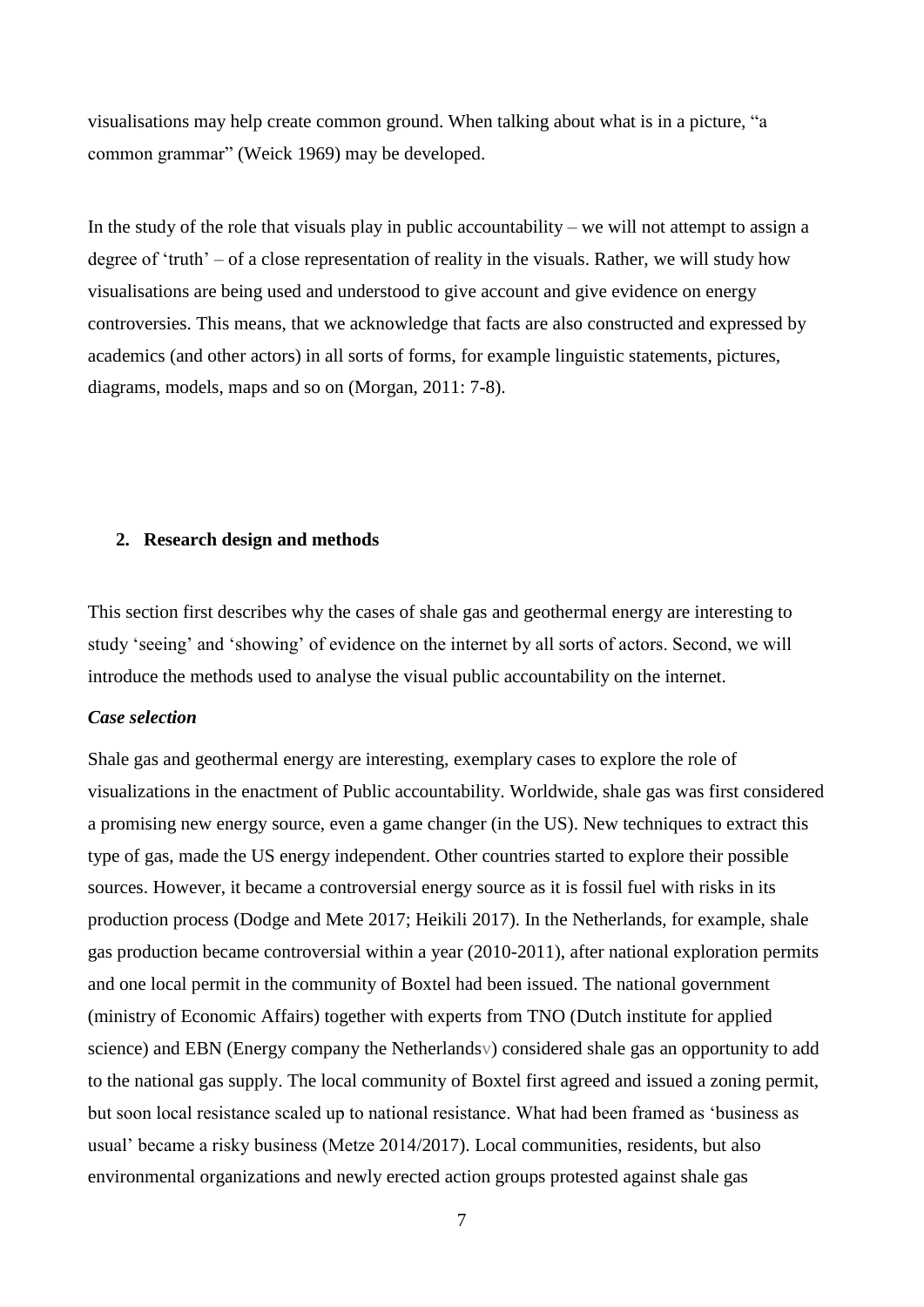visualisations may help create common ground. When talking about what is in a picture, "a common grammar" (Weick 1969) may be developed.

In the study of the role that visuals play in public accountability – we will not attempt to assign a degree of 'truth' – of a close representation of reality in the visuals. Rather, we will study how visualisations are being used and understood to give account and give evidence on energy controversies. This means, that we acknowledge that facts are also constructed and expressed by academics (and other actors) in all sorts of forms, for example linguistic statements, pictures, diagrams, models, maps and so on (Morgan, 2011: 7-8).

## 2. Research design and methods

This section first describes why the cases of shale gas and geothermal energy are interesting to study 'seeing' and 'showing' of evidence on the internet by all sorts of actors. Second, we will introduce the methods used to analyse the visual public accountability on the internet.

### *Case selection*

Shale gas and geothermal energy are interesting, exemplary cases to explore the role of visualizations in the enactment of Public accountability. Worldwide, shale gas was first considered a promising new energy source, even a game changer (in the US). New techniques to extract this type of gas, made the US energy independent. Other countries started to explore their possible sources. However, it became a controversial energy source as it is fossil fuel with risks in its production process (Dodge and Mete 2017; Heikili 2017). In the Netherlands, for example, shale gas production became controversial within a year (2010-2011), after national exploration permits and one local permit in the community of Boxtel had been issued. The national government (ministry of Economic Affairs) together with experts from TNO (Dutch institute for applied science) and EBN (Energy company the Netherlandsv) considered shale gas an opportunity to add to the national gas supply. The local community of Boxtel first agreed and issued a zoning permit, but soon local resistance scaled up to national resistance. What had been framed as 'business as usual' became a risky business (Metze 2014/2017). Local communities, residents, but also environmental organizations and newly erected action groups protested against shale gas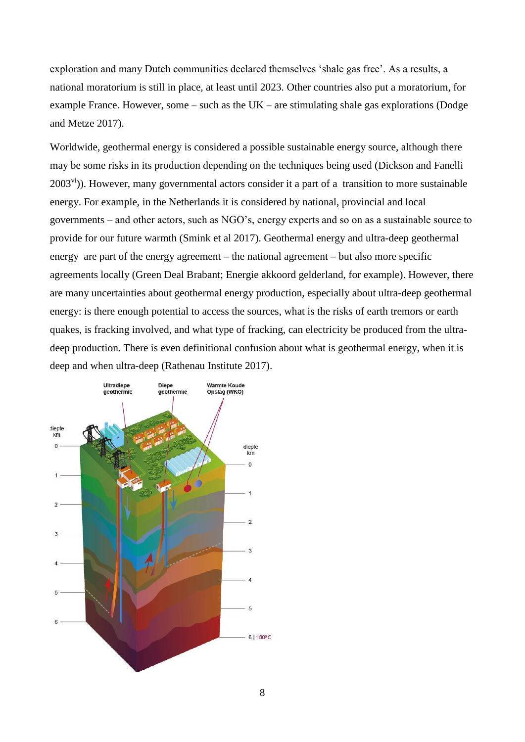exploration and many Dutch communities declared themselves 'shale gas free'. As a results, a national moratorium is still in place, at least until 2023. Other countries also put a moratorium, for example France. However, some – such as the UK – are stimulating shale gas explorations (Dodge and Metze 2017).

Worldwide, geothermal energy is considered a possible sustainable energy source, although there may be some risks in its production depending on the techniques being used (Dickson and Fanelli 2003[vi])). However, many governmental actors consider it a part of a transition to more sustainable energy. For example, in the Netherlands it is considered by national, provincial and local governments – and other actors, such as NGO's, energy experts and so on as a sustainable source to provide for our future warmth (Smink et al 2017). Geothermal energy and ultra-deep geothermal energy are part of the energy agreement – the national agreement – but also more specific agreements locally (Green Deal Brabant; Energie akkoord gelderland, for example). However, there are many uncertainties about geothermal energy production, especially about ultra-deep geothermal energy: is there enough potential to access the sources, what is the risks of earth tremors or earth quakes, is fracking involved, and what type of fracking, can electricity be produced from the ultra-deep production. There is even definitional confusion about what is geothermal energy, when it is deep and when ultra-deep (Rathenau Institute 2017).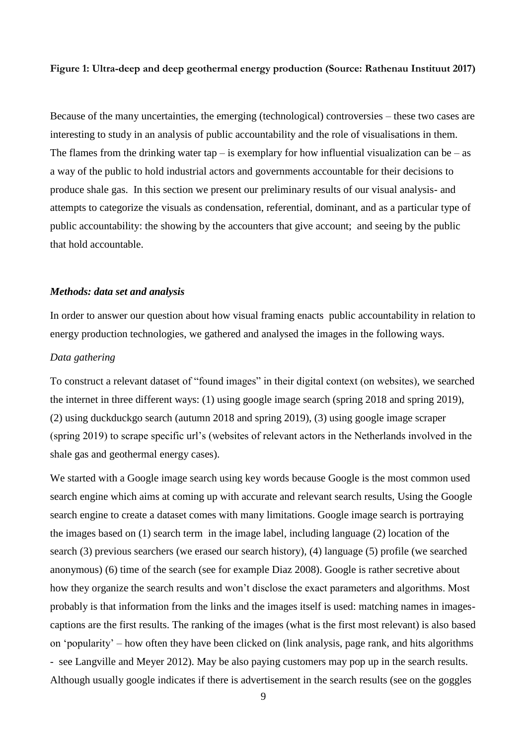**Figure 1: Ultra-deep and deep geothermal energy production (Source: Rathenau Instituut 2017)**

Because of the many uncertainties, the emerging (technological) controversies – these two cases are interesting to study in an analysis of public accountability and the role of visualisations in them. The flames from the drinking water tap – is exemplary for how influential visualization can be – as a way of the public to hold industrial actors and governments accountable for their decisions to produce shale gas. In this section we present our preliminary results of our visual analysis- and attempts to categorize the visuals as condensation, referential, dominant, and as a particular type of public accountability: the showing by the accounters that give account; and seeing by the public that hold accountable.

### *Methods: data set and analysis*

In order to answer our question about how visual framing enacts public accountability in relation to energy production technologies, we gathered and analysed the images in the following ways.

*Data gathering*

To construct a relevant dataset of "found images" in their digital context (on websites), we searched the internet in three different ways: (1) using google image search (spring 2018 and spring 2019), (2) using duckduckgo search (autumn 2018 and spring 2019), (3) using google image scraper (spring 2019) to scrape specific url's (websites of relevant actors in the Netherlands involved in the shale gas and geothermal energy cases).

We started with a Google image search using key words because Google is the most common used search engine which aims at coming up with accurate and relevant search results, Using the Google search engine to create a dataset comes with many limitations. Google image search is portraying the images based on (1) search term in the image label, including language (2) location of the search (3) previous searchers (we erased our search history), (4) language (5) profile (we searched anonymous) (6) time of the search (see for example Diaz 2008). Google is rather secretive about how they organize the search results and won't disclose the exact parameters and algorithms. Most probably is that information from the links and the images itself is used: matching names in images-captions are the first results. The ranking of the images (what is the first most relevant) is also based on 'popularity' – how often they have been clicked on (link analysis, page rank, and hits algorithms - see Langville and Meyer 2012). May be also paying customers may pop up in the search results. Although usually google indicates if there is advertisement in the search results (see on the goggles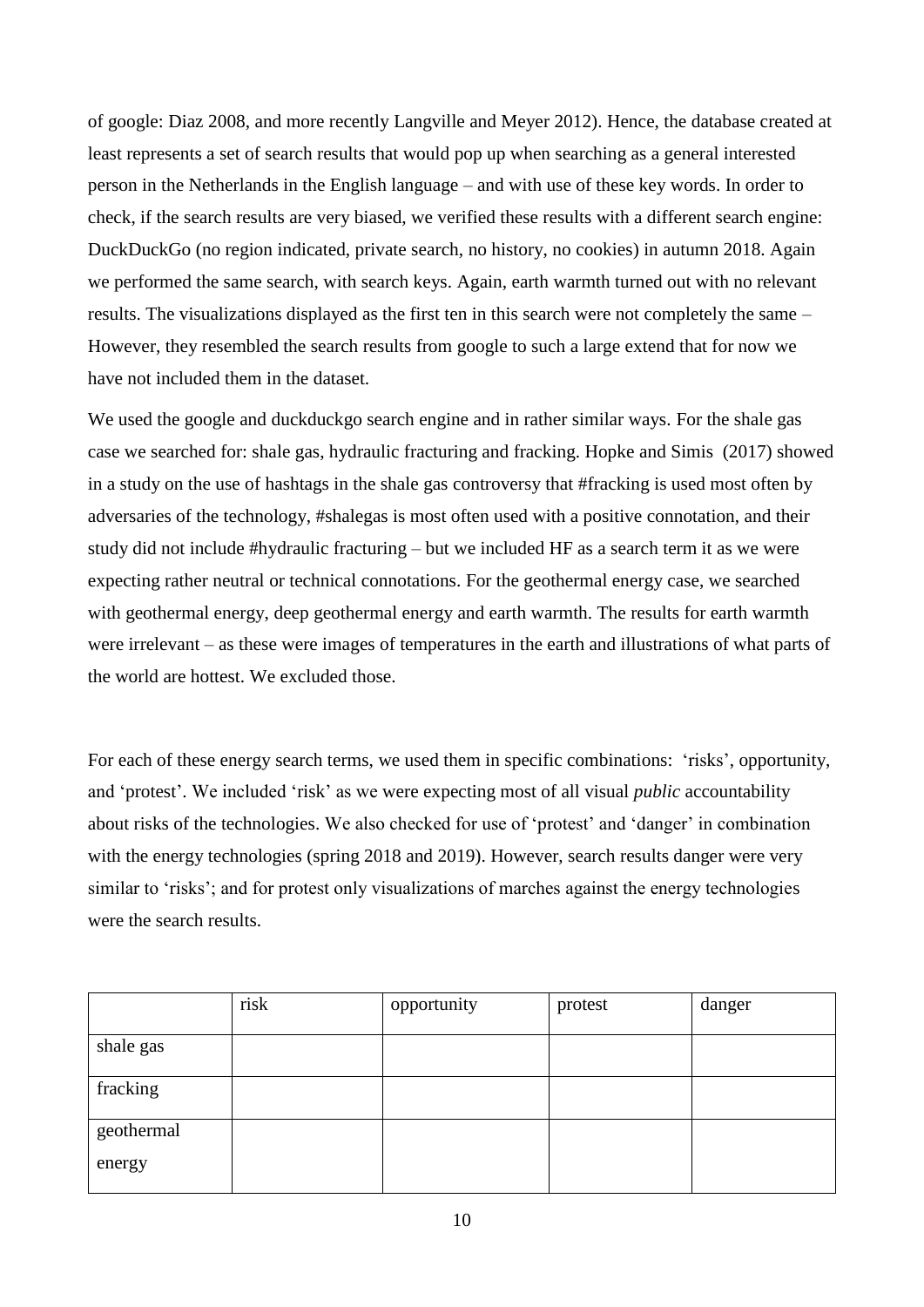of google: Diaz 2008, and more recently Langville and Meyer 2012). Hence, the database created at least represents a set of search results that would pop up when searching as a general interested person in the Netherlands in the English language – and with use of these key words. In order to check, if the search results are very biased, we verified these results with a different search engine: DuckDuckGo (no region indicated, private search, no history, no cookies) in autumn 2018. Again we performed the same search, with search keys. Again, earth warmth turned out with no relevant results. The visualizations displayed as the first ten in this search were not completely the same – However, they resembled the search results from google to such a large extend that for now we have not included them in the dataset.

We used the google and duckduckgo search engine and in rather similar ways. For the shale gas case we searched for: shale gas, hydraulic fracturing and fracking. Hopke and Simis (2017) showed in a study on the use of hashtags in the shale gas controversy that #fracking is used most often by adversaries of the technology, #shalegas is most often used with a positive connotation, and their study did not include #hydraulic fracturing – but we included HF as a search term it as we were expecting rather neutral or technical connotations. For the geothermal energy case, we searched with geothermal energy, deep geothermal energy and earth warmth. The results for earth warmth were irrelevant – as these were images of temperatures in the earth and illustrations of what parts of the world are hottest. We excluded those.

For each of these energy search terms, we used them in specific combinations: 'risks', opportunity, and 'protest'. We included 'risk' as we were expecting most of all visual *public* accountability about risks of the technologies. We also checked for use of 'protest' and 'danger' in combination with the energy technologies (spring 2018 and 2019). However, search results danger were very similar to 'risks'; and for protest only visualizations of marches against the energy technologies were the search results.

| | risk | opportunity | protest | danger |
|---|---|---|---|---|
| shale gas | | | | |
| fracking | | | | |
| geothermal energy | | | | |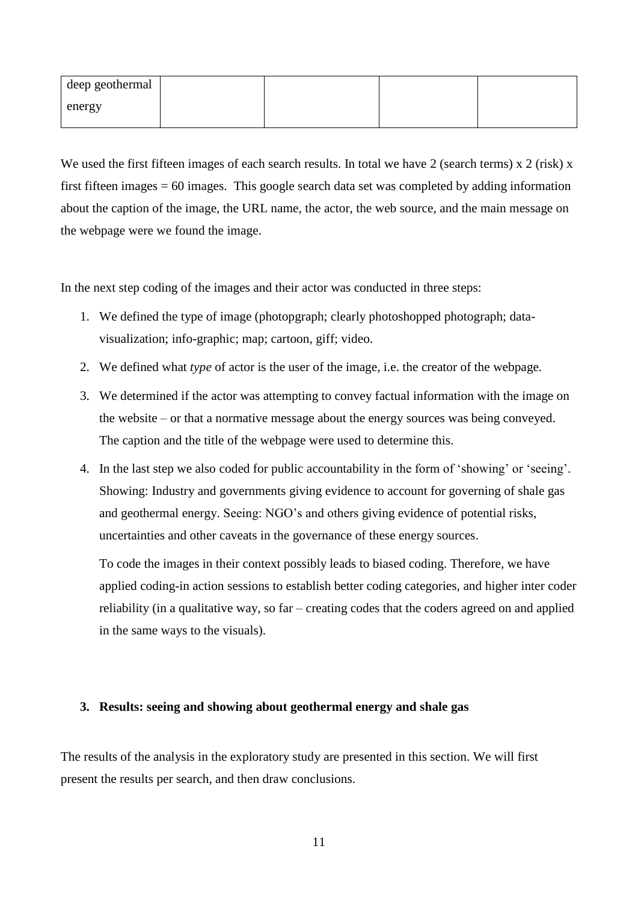| deep geothermal energy | | | | |
|---|---|---|---|---|

We used the first fifteen images of each search results. In total we have 2 (search terms) x 2 (risk) x first fifteen images = 60 images. This google search data set was completed by adding information about the caption of the image, the URL name, the actor, the web source, and the main message on the webpage were we found the image.

In the next step coding of the images and their actor was conducted in three steps:

1. We defined the type of image (photopgraph; clearly photoshopped photograph; data-visualization; info-graphic; map; cartoon, giff; video.
2. We defined what *type* of actor is the user of the image, i.e. the creator of the webpage.
3. We determined if the actor was attempting to convey factual information with the image on the website – or that a normative message about the energy sources was being conveyed. The caption and the title of the webpage were used to determine this.
4. In the last step we also coded for public accountability in the form of 'showing' or 'seeing'. Showing: Industry and governments giving evidence to account for governing of shale gas and geothermal energy. Seeing: NGO's and others giving evidence of potential risks, uncertainties and other caveats in the governance of these energy sources.

   To code the images in their context possibly leads to biased coding. Therefore, we have applied coding-in action sessions to establish better coding categories, and higher inter coder reliability (in a qualitative way, so far – creating codes that the coders agreed on and applied in the same ways to the visuals).

## 3. Results: seeing and showing about geothermal energy and shale gas

The results of the analysis in the exploratory study are presented in this section. We will first present the results per search, and then draw conclusions.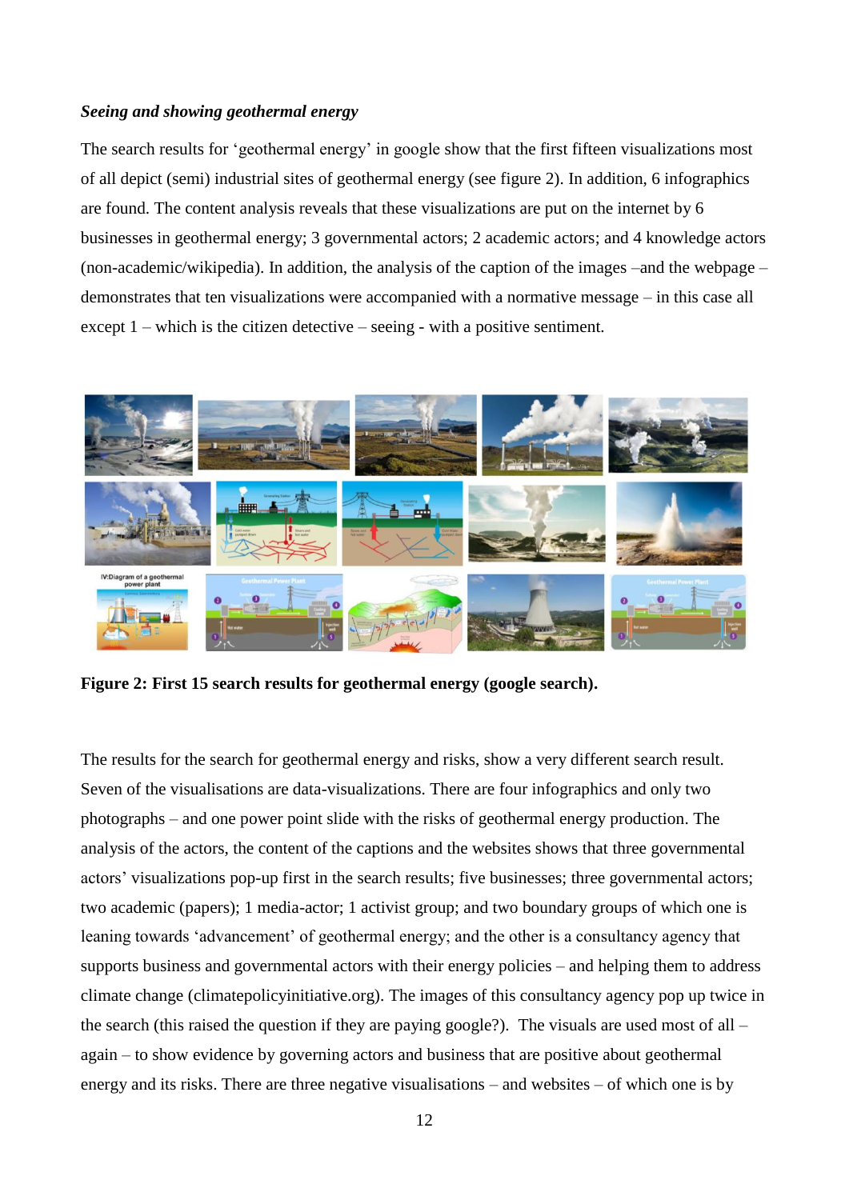***Seeing and showing geothermal energy***

The search results for 'geothermal energy' in google show that the first fifteen visualizations most of all depict (semi) industrial sites of geothermal energy (see figure 2). In addition, 6 infographics are found. The content analysis reveals that these visualizations are put on the internet by 6 businesses in geothermal energy; 3 governmental actors; 2 academic actors; and 4 knowledge actors (non-academic/wikipedia). In addition, the analysis of the caption of the images –and the webpage – demonstrates that ten visualizations were accompanied with a normative message – in this case all except 1 – which is the citizen detective – seeing - with a positive sentiment.

**Figure 2: First 15 search results for geothermal energy (google search).**

The results for the search for geothermal energy and risks, show a very different search result. Seven of the visualisations are data-visualizations. There are four infographics and only two photographs – and one power point slide with the risks of geothermal energy production. The analysis of the actors, the content of the captions and the websites shows that three governmental actors' visualizations pop-up first in the search results; five businesses; three governmental actors; two academic (papers); 1 media-actor; 1 activist group; and two boundary groups of which one is leaning towards 'advancement' of geothermal energy; and the other is a consultancy agency that supports business and governmental actors with their energy policies – and helping them to address climate change (climatepolicyinitiative.org). The images of this consultancy agency pop up twice in the search (this raised the question if they are paying google?). The visuals are used most of all – again – to show evidence by governing actors and business that are positive about geothermal energy and its risks. There are three negative visualisations – and websites – of which one is by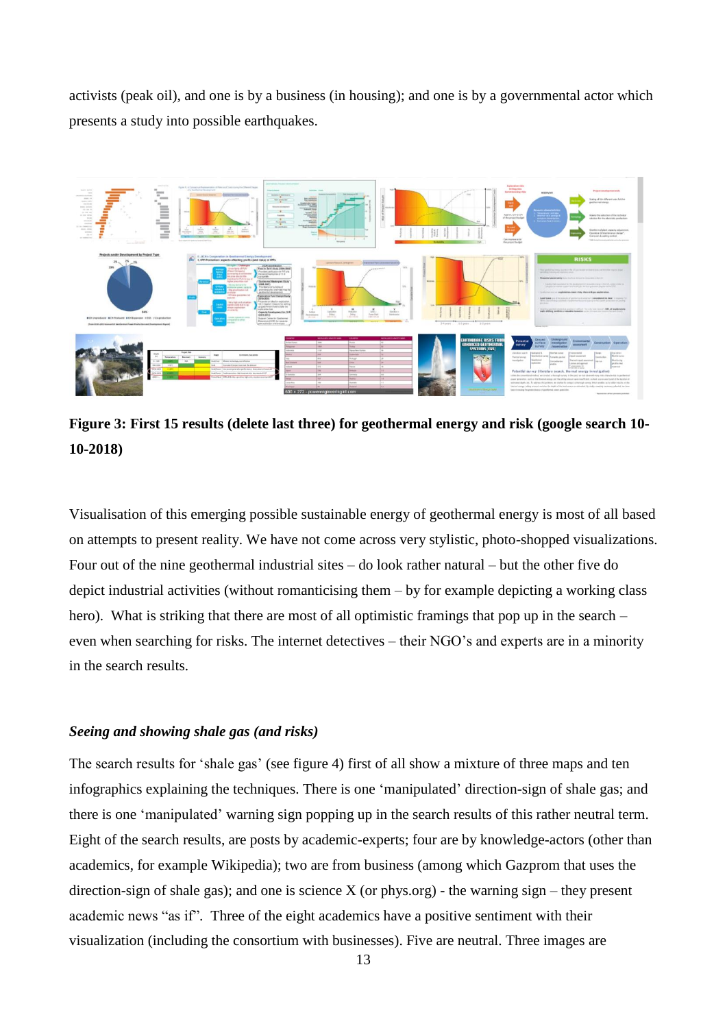activists (peak oil), and one is by a business (in housing); and one is by a governmental actor which presents a study into possible earthquakes.

**Figure 3: First 15 results (delete last three) for geothermal energy and risk (google search 10-10-2018)**

Visualisation of this emerging possible sustainable energy of geothermal energy is most of all based on attempts to present reality. We have not come across very stylistic, photo-shopped visualizations. Four out of the nine geothermal industrial sites – do look rather natural – but the other five do depict industrial activities (without romanticising them – by for example depicting a working class hero). What is striking that there are most of all optimistic framings that pop up in the search – even when searching for risks. The internet detectives – their NGO's and experts are in a minority in the search results.

### *Seeing and showing shale gas (and risks)*

The search results for 'shale gas' (see figure 4) first of all show a mixture of three maps and ten infographics explaining the techniques. There is one 'manipulated' direction-sign of shale gas; and there is one 'manipulated' warning sign popping up in the search results of this rather neutral term. Eight of the search results, are posts by academic-experts; four are by knowledge-actors (other than academics, for example Wikipedia); two are from business (among which Gazprom that uses the direction-sign of shale gas); and one is science X (or phys.org) - the warning sign – they present academic news "as if". Three of the eight academics have a positive sentiment with their visualization (including the consortium with businesses). Five are neutral. Three images are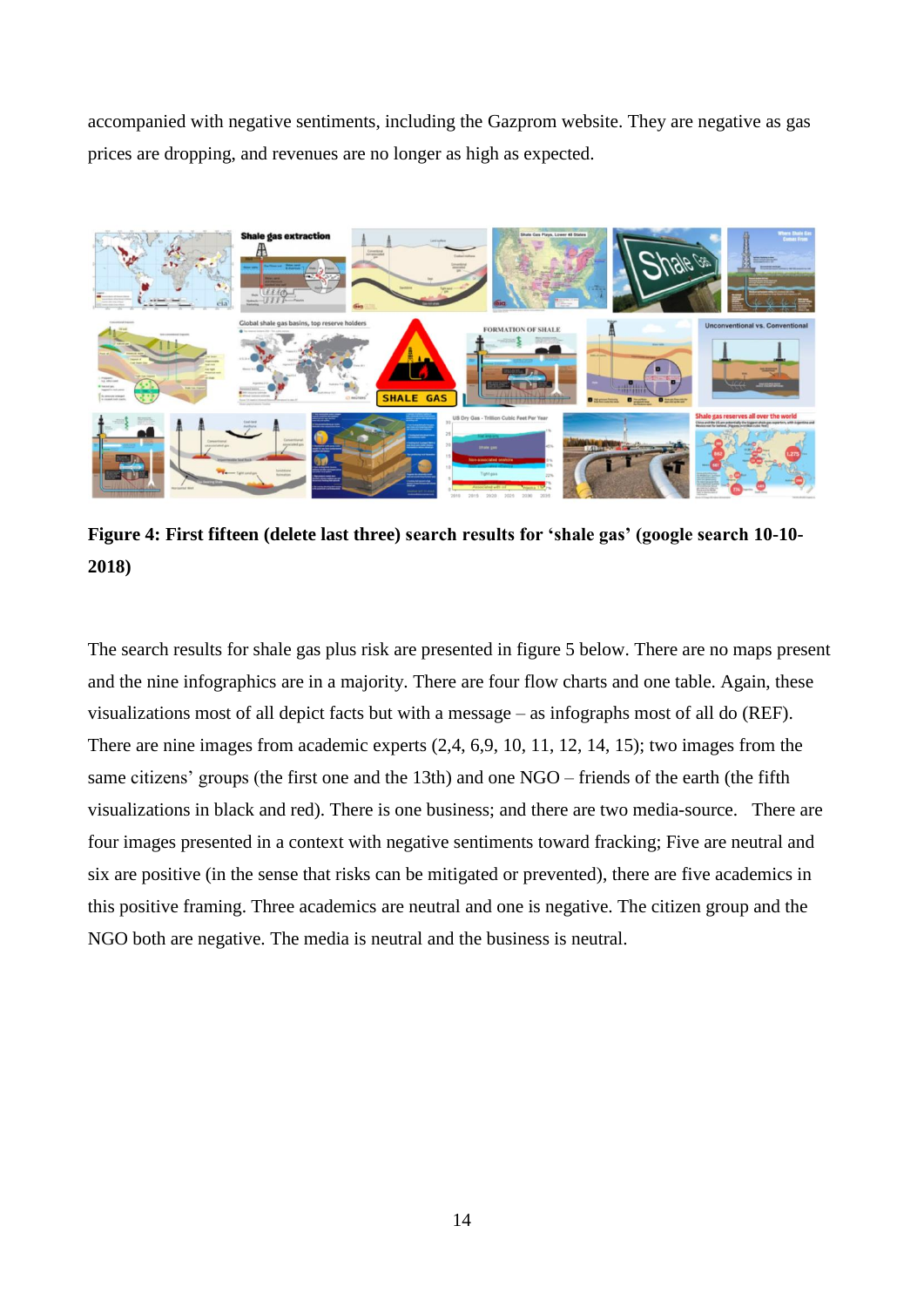accompanied with negative sentiments, including the Gazprom website. They are negative as gas prices are dropping, and revenues are no longer as high as expected.

**Figure 4: First fifteen (delete last three) search results for 'shale gas' (google search 10-10-2018)**

The search results for shale gas plus risk are presented in figure 5 below. There are no maps present and the nine infographics are in a majority. There are four flow charts and one table. Again, these visualizations most of all depict facts but with a message – as infographs most of all do (REF). There are nine images from academic experts (2,4, 6,9, 10, 11, 12, 14, 15); two images from the same citizens' groups (the first one and the 13th) and one NGO – friends of the earth (the fifth visualizations in black and red). There is one business; and there are two media-source. There are four images presented in a context with negative sentiments toward fracking; Five are neutral and six are positive (in the sense that risks can be mitigated or prevented), there are five academics in this positive framing. Three academics are neutral and one is negative. The citizen group and the NGO both are negative. The media is neutral and the business is neutral.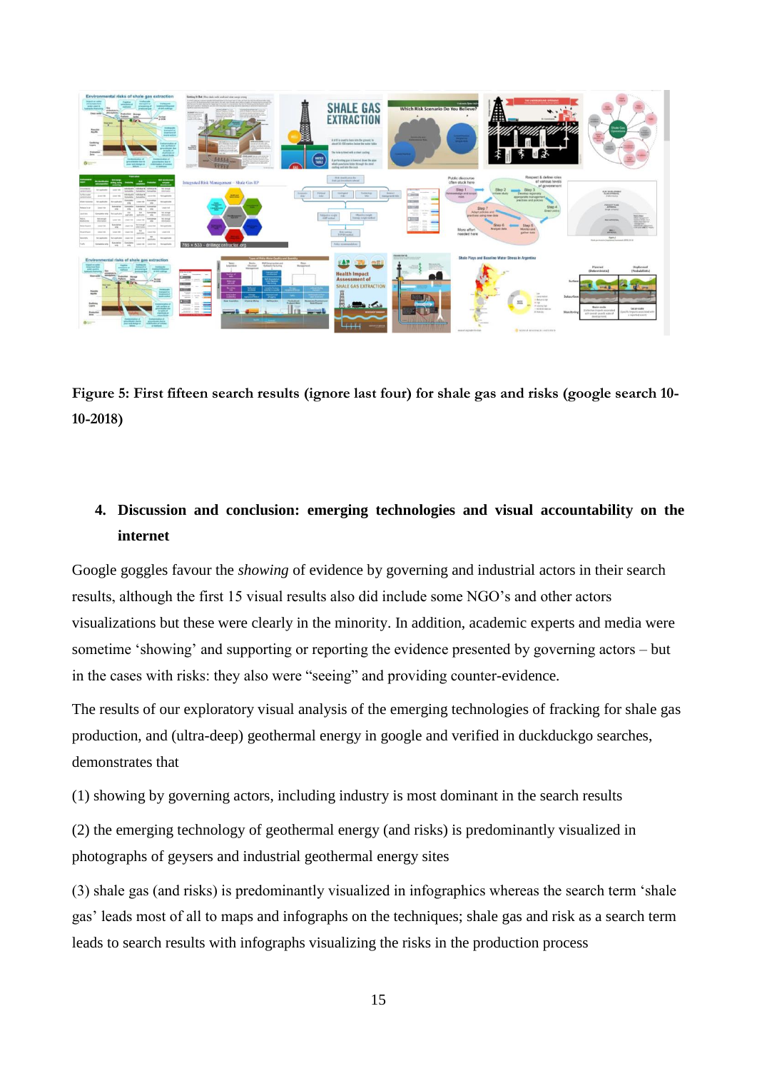**Figure 5: First fifteen search results (ignore last four) for shale gas and risks (google search 10-10-2018)**

## 4. Discussion and conclusion: emerging technologies and visual accountability on the internet

Google goggles favour the *showing* of evidence by governing and industrial actors in their search results, although the first 15 visual results also did include some NGO's and other actors visualizations but these were clearly in the minority. In addition, academic experts and media were sometime 'showing' and supporting or reporting the evidence presented by governing actors – but in the cases with risks: they also were "seeing" and providing counter-evidence.

The results of our exploratory visual analysis of the emerging technologies of fracking for shale gas production, and (ultra-deep) geothermal energy in google and verified in duckduckgo searches, demonstrates that

(1) showing by governing actors, including industry is most dominant in the search results

(2) the emerging technology of geothermal energy (and risks) is predominantly visualized in photographs of geysers and industrial geothermal energy sites

(3) shale gas (and risks) is predominantly visualized in infographics whereas the search term 'shale gas' leads most of all to maps and infographs on the techniques; shale gas and risk as a search term leads to search results with infographs visualizing the risks in the production process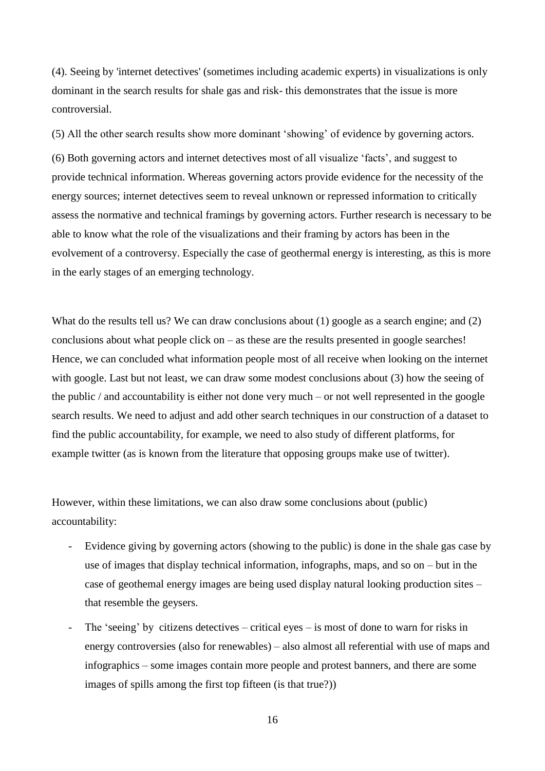(4). Seeing by 'internet detectives' (sometimes including academic experts) in visualizations is only dominant in the search results for shale gas and risk- this demonstrates that the issue is more controversial.

(5) All the other search results show more dominant 'showing' of evidence by governing actors.

(6) Both governing actors and internet detectives most of all visualize 'facts', and suggest to provide technical information. Whereas governing actors provide evidence for the necessity of the energy sources; internet detectives seem to reveal unknown or repressed information to critically assess the normative and technical framings by governing actors. Further research is necessary to be able to know what the role of the visualizations and their framing by actors has been in the evolvement of a controversy. Especially the case of geothermal energy is interesting, as this is more in the early stages of an emerging technology.

What do the results tell us? We can draw conclusions about (1) google as a search engine; and (2) conclusions about what people click on – as these are the results presented in google searches! Hence, we can concluded what information people most of all receive when looking on the internet with google. Last but not least, we can draw some modest conclusions about (3) how the seeing of the public / and accountability is either not done very much – or not well represented in the google search results. We need to adjust and add other search techniques in our construction of a dataset to find the public accountability, for example, we need to also study of different platforms, for example twitter (as is known from the literature that opposing groups make use of twitter).

However, within these limitations, we can also draw some conclusions about (public) accountability:

- Evidence giving by governing actors (showing to the public) is done in the shale gas case by use of images that display technical information, infographs, maps, and so on – but in the case of geothemal energy images are being used display natural looking production sites – that resemble the geysers.
- The 'seeing' by citizens detectives – critical eyes – is most of done to warn for risks in energy controversies (also for renewables) – also almost all referential with use of maps and infographics – some images contain more people and protest banners, and there are some images of spills among the first top fifteen (is that true?))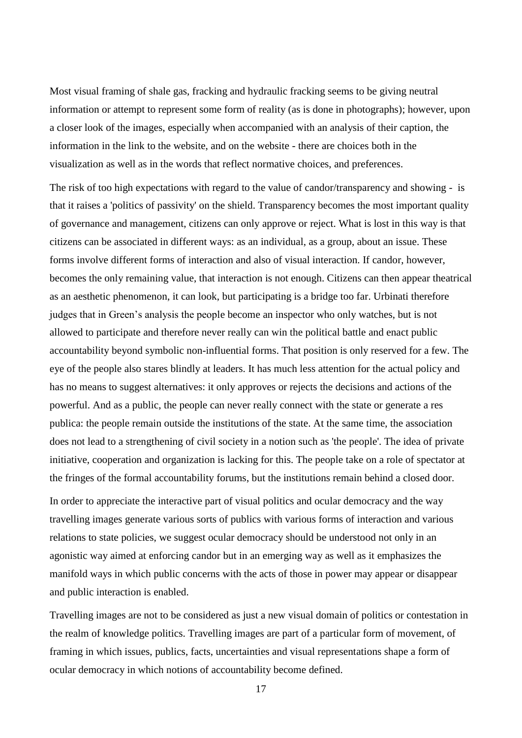Most visual framing of shale gas, fracking and hydraulic fracking seems to be giving neutral information or attempt to represent some form of reality (as is done in photographs); however, upon a closer look of the images, especially when accompanied with an analysis of their caption, the information in the link to the website, and on the website - there are choices both in the visualization as well as in the words that reflect normative choices, and preferences.

The risk of too high expectations with regard to the value of candor/transparency and showing - is that it raises a 'politics of passivity' on the shield. Transparency becomes the most important quality of governance and management, citizens can only approve or reject. What is lost in this way is that citizens can be associated in different ways: as an individual, as a group, about an issue. These forms involve different forms of interaction and also of visual interaction. If candor, however, becomes the only remaining value, that interaction is not enough. Citizens can then appear theatrical as an aesthetic phenomenon, it can look, but participating is a bridge too far. Urbinati therefore judges that in Green's analysis the people become an inspector who only watches, but is not allowed to participate and therefore never really can win the political battle and enact public accountability beyond symbolic non-influential forms. That position is only reserved for a few. The eye of the people also stares blindly at leaders. It has much less attention for the actual policy and has no means to suggest alternatives: it only approves or rejects the decisions and actions of the powerful. And as a public, the people can never really connect with the state or generate a res publica: the people remain outside the institutions of the state. At the same time, the association does not lead to a strengthening of civil society in a notion such as 'the people'. The idea of private initiative, cooperation and organization is lacking for this. The people take on a role of spectator at the fringes of the formal accountability forums, but the institutions remain behind a closed door.

In order to appreciate the interactive part of visual politics and ocular democracy and the way travelling images generate various sorts of publics with various forms of interaction and various relations to state policies, we suggest ocular democracy should be understood not only in an agonistic way aimed at enforcing candor but in an emerging way as well as it emphasizes the manifold ways in which public concerns with the acts of those in power may appear or disappear and public interaction is enabled.

Travelling images are not to be considered as just a new visual domain of politics or contestation in the realm of knowledge politics. Travelling images are part of a particular form of movement, of framing in which issues, publics, facts, uncertainties and visual representations shape a form of ocular democracy in which notions of accountability become defined.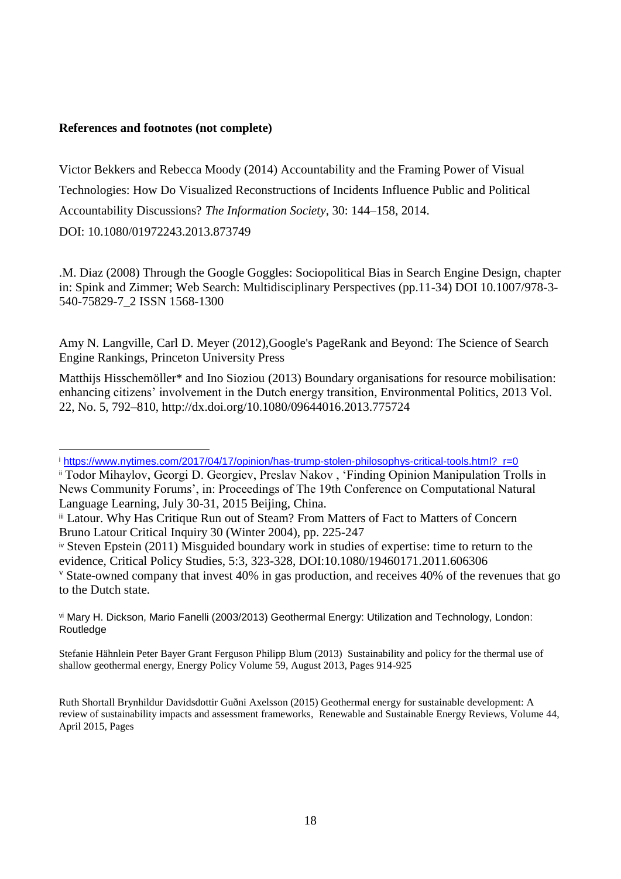**References and footnotes (not complete)**

Victor Bekkers and Rebecca Moody (2014) Accountability and the Framing Power of Visual Technologies: How Do Visualized Reconstructions of Incidents Influence Public and Political Accountability Discussions? *The Information Society*, 30: 144–158, 2014.
DOI: 10.1080/01972243.2013.873749

.M. Diaz (2008) Through the Google Goggles: Sociopolitical Bias in Search Engine Design, chapter in: Spink and Zimmer; Web Search: Multidisciplinary Perspectives (pp.11-34) DOI 10.1007/978-3-540-75829-7_2 ISSN 1568-1300

Amy N. Langville, Carl D. Meyer (2012),Google's PageRank and Beyond: The Science of Search Engine Rankings, Princeton University Press

Matthijs Hisschemöller* and Ino Sioziou (2013) Boundary organisations for resource mobilisation: enhancing citizens' involvement in the Dutch energy transition, Environmental Politics, 2013 Vol. 22, No. 5, 792–810, http://dx.doi.org/10.1080/09644016.2013.775724

---

[i] https://www.nytimes.com/2017/04/17/opinion/has-trump-stolen-philosophys-critical-tools.html?_r=0

[ii] Todor Mihaylov, Georgi D. Georgiev, Preslav Nakov , 'Finding Opinion Manipulation Trolls in News Community Forums', in: Proceedings of The 19th Conference on Computational Natural Language Learning, July 30-31, 2015 Beijing, China.

[iii] Latour. Why Has Critique Run out of Steam? From Matters of Fact to Matters of Concern Bruno Latour Critical Inquiry 30 (Winter 2004), pp. 225-247

[iv] Steven Epstein (2011) Misguided boundary work in studies of expertise: time to return to the evidence, Critical Policy Studies, 5:3, 323-328, DOI:10.1080/19460171.2011.606306

[v] State-owned company that invest 40% in gas production, and receives 40% of the revenues that go to the Dutch state.

[vi] Mary H. Dickson, Mario Fanelli (2003/2013) Geothermal Energy: Utilization and Technology, London: Routledge

Stefanie Hähnlein Peter Bayer Grant Ferguson Philipp Blum (2013) Sustainability and policy for the thermal use of shallow geothermal energy, Energy Policy Volume 59, August 2013, Pages 914-925

Ruth Shortall Brynhildur Davidsdottir Guðni Axelsson (2015) Geothermal energy for sustainable development: A review of sustainability impacts and assessment frameworks, Renewable and Sustainable Energy Reviews, Volume 44, April 2015, Pages